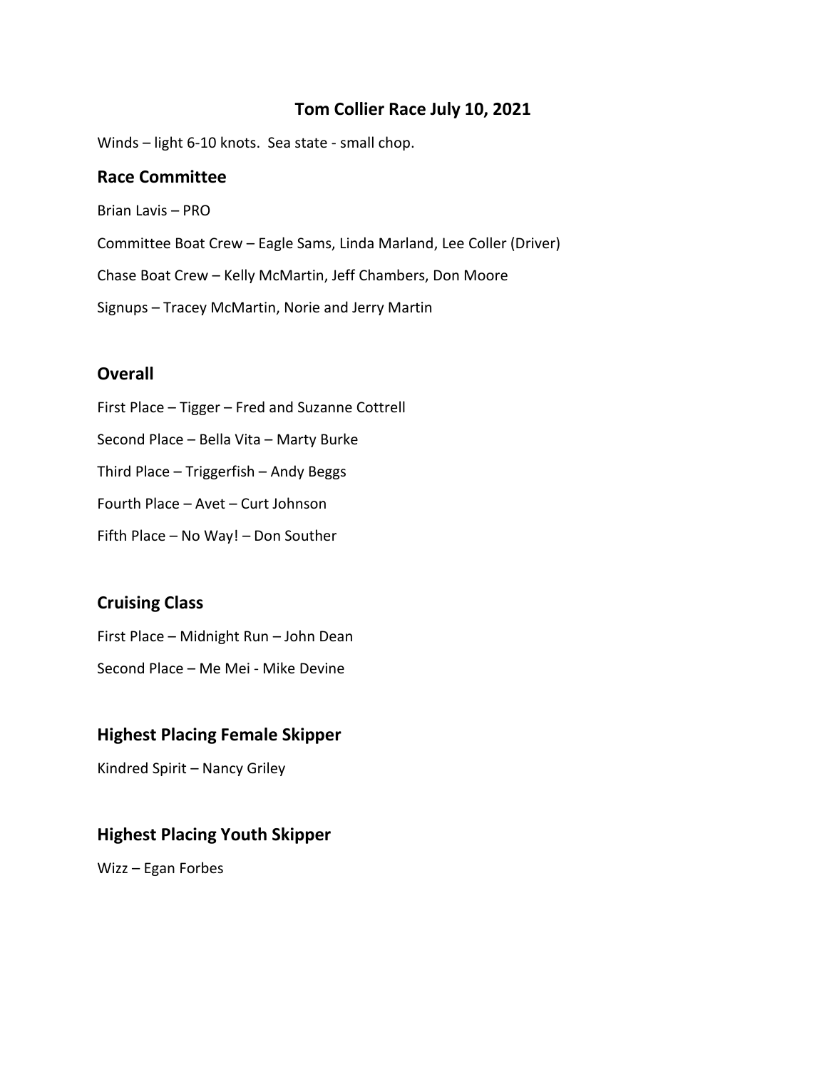# Tom Collier Race July 10, 2021

Winds – light 6-10 knots.  Sea state - small chop.

## Race Committee

Brian Lavis – PRO

Committee Boat Crew – Eagle Sams, Linda Marland, Lee Coller (Driver)

Chase Boat Crew – Kelly McMartin, Jeff Chambers, Don Moore

Signups – Tracey McMartin, Norie and Jerry Martin

## Overall

First Place – Tigger – Fred and Suzanne Cottrell

Second Place – Bella Vita – Marty Burke

Third Place – Triggerfish – Andy Beggs

Fourth Place – Avet – Curt Johnson

Fifth Place – No Way! – Don Souther

## Cruising Class

First Place – Midnight Run – John Dean

Second Place – Me Mei - Mike Devine

## Highest Placing Female Skipper

Kindred Spirit – Nancy Griley

## Highest Placing Youth Skipper

Wizz – Egan Forbes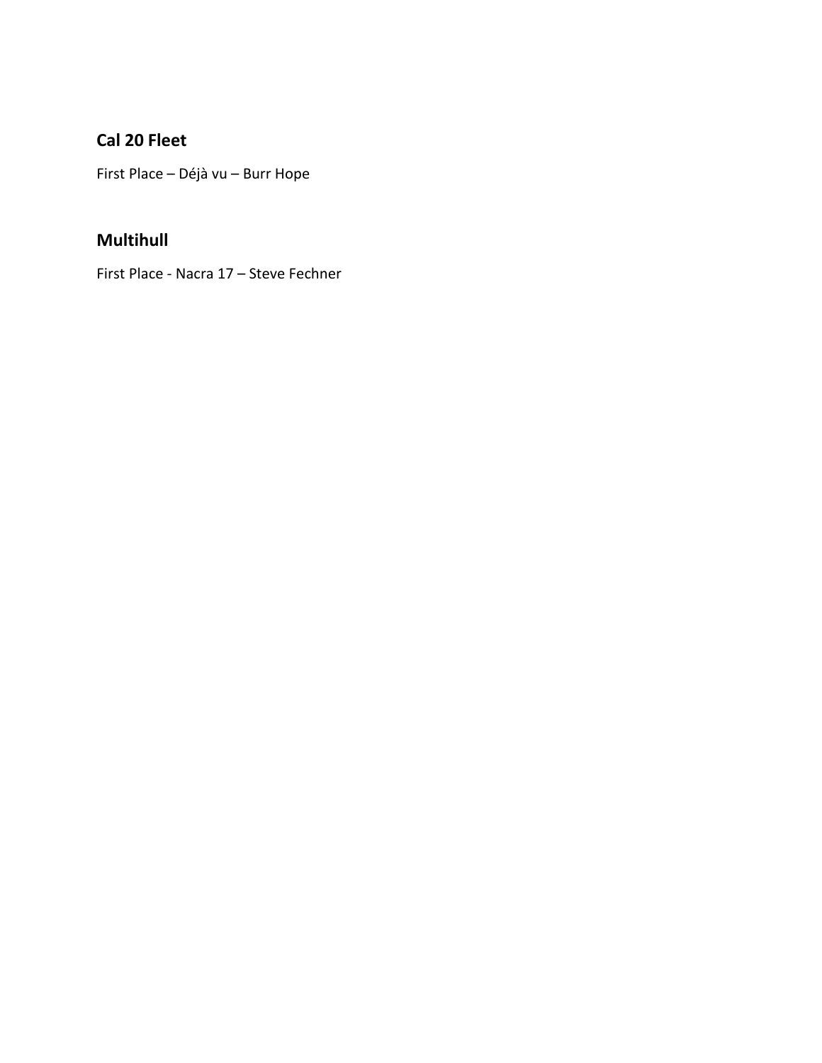## Cal 20 Fleet

First Place – Déjà vu – Burr Hope

## Multihull

First Place - Nacra 17 – Steve Fechner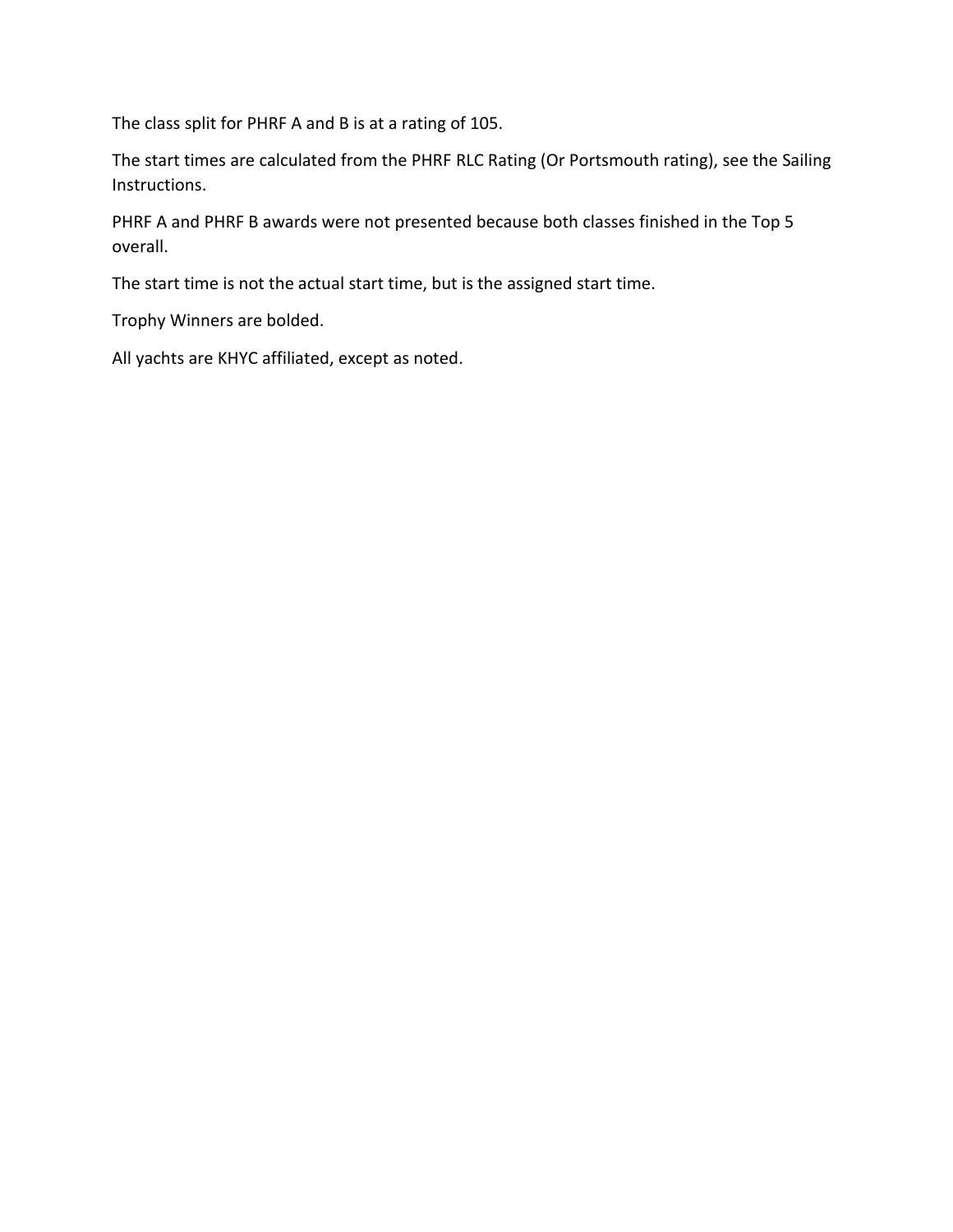The class split for PHRF A and B is at a rating of 105.

The start times are calculated from the PHRF RLC Rating (Or Portsmouth rating), see the Sailing Instructions.

PHRF A and PHRF B awards were not presented because both classes finished in the Top 5 overall.

The start time is not the actual start time, but is the assigned start time.

Trophy Winners are bolded.

All yachts are KHYC affiliated, except as noted.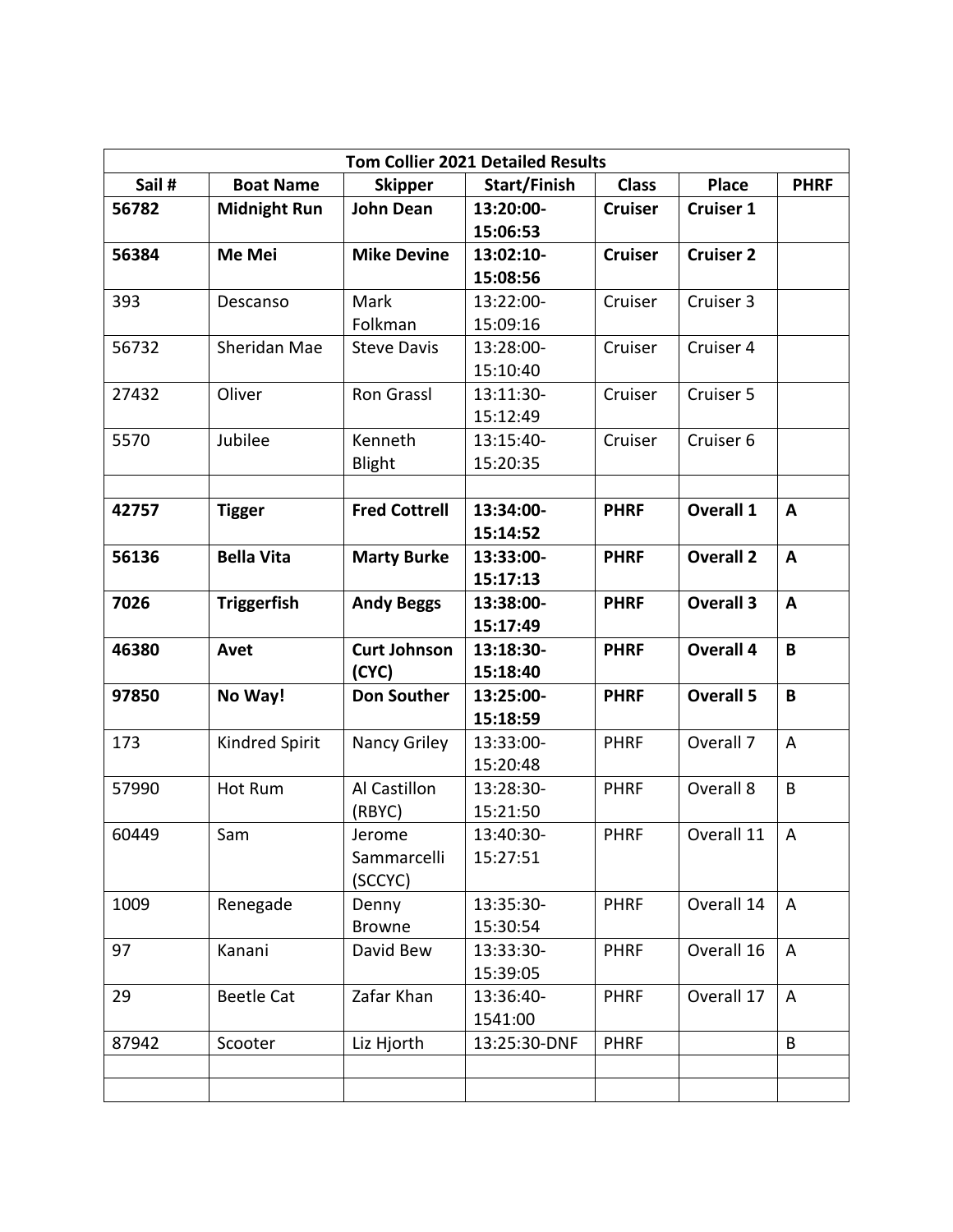| Tom Collier 2021 Detailed Results | | | | | | |
|---|---|---|---|---|---|---|
| **Sail #** | **Boat Name** | **Skipper** | **Start/Finish** | **Class** | **Place** | **PHRF** |
| **56782** | **Midnight Run** | **John Dean** | **13:20:00-15:06:53** | **Cruiser** | **Cruiser 1** | |
| **56384** | **Me Mei** | **Mike Devine** | **13:02:10-15:08:56** | **Cruiser** | **Cruiser 2** | |
| 393 | Descanso | Mark Folkman | 13:22:00-15:09:16 | Cruiser | Cruiser 3 | |
| 56732 | Sheridan Mae | Steve Davis | 13:28:00-15:10:40 | Cruiser | Cruiser 4 | |
| 27432 | Oliver | Ron Grassl | 13:11:30-15:12:49 | Cruiser | Cruiser 5 | |
| 5570 | Jubilee | Kenneth Blight | 13:15:40-15:20:35 | Cruiser | Cruiser 6 | |
| | | | | | | |
| **42757** | **Tigger** | **Fred Cottrell** | **13:34:00-15:14:52** | **PHRF** | **Overall 1** | **A** |
| **56136** | **Bella Vita** | **Marty Burke** | **13:33:00-15:17:13** | **PHRF** | **Overall 2** | **A** |
| **7026** | **Triggerfish** | **Andy Beggs** | **13:38:00-15:17:49** | **PHRF** | **Overall 3** | **A** |
| **46380** | **Avet** | **Curt Johnson (CYC)** | **13:18:30-15:18:40** | **PHRF** | **Overall 4** | **B** |
| **97850** | **No Way!** | **Don Souther** | **13:25:00-15:18:59** | **PHRF** | **Overall 5** | **B** |
| 173 | Kindred Spirit | Nancy Griley | 13:33:00-15:20:48 | PHRF | Overall 7 | A |
| 57990 | Hot Rum | Al Castillon (RBYC) | 13:28:30-15:21:50 | PHRF | Overall 8 | B |
| 60449 | Sam | Jerome Sammarcelli (SCCYC) | 13:40:30-15:27:51 | PHRF | Overall 11 | A |
| 1009 | Renegade | Denny Browne | 13:35:30-15:30:54 | PHRF | Overall 14 | A |
| 97 | Kanani | David Bew | 13:33:30-15:39:05 | PHRF | Overall 16 | A |
| 29 | Beetle Cat | Zafar Khan | 13:36:40-1541:00 | PHRF | Overall 17 | A |
| 87942 | Scooter | Liz Hjorth | 13:25:30-DNF | PHRF | | B |
| | | | | | | |
| | | | | | | |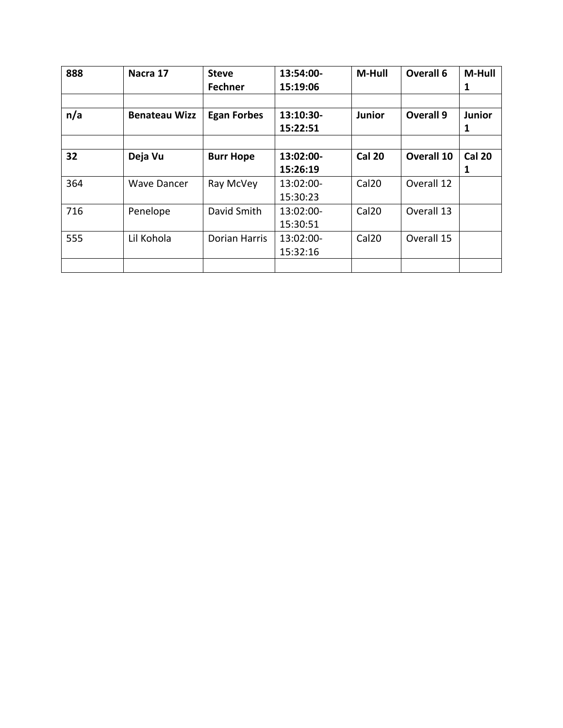| | | | | | | |
|---|---|---|---|---|---|---|
| **888** | **Nacra 17** | **Steve Fechner** | **13:54:00-15:19:06** | **M-Hull** | **Overall 6** | **M-Hull 1** |
| | | | | | | |
| **n/a** | **Benateau Wizz** | **Egan Forbes** | **13:10:30-15:22:51** | **Junior** | **Overall 9** | **Junior 1** |
| | | | | | | |
| **32** | **Deja Vu** | **Burr Hope** | **13:02:00-15:26:19** | **Cal 20** | **Overall 10** | **Cal 20 1** |
| 364 | Wave Dancer | Ray McVey | 13:02:00-15:30:23 | Cal20 | Overall 12 | |
| 716 | Penelope | David Smith | 13:02:00-15:30:51 | Cal20 | Overall 13 | |
| 555 | Lil Kohola | Dorian Harris | 13:02:00-15:32:16 | Cal20 | Overall 15 | |
| | | | | | | |